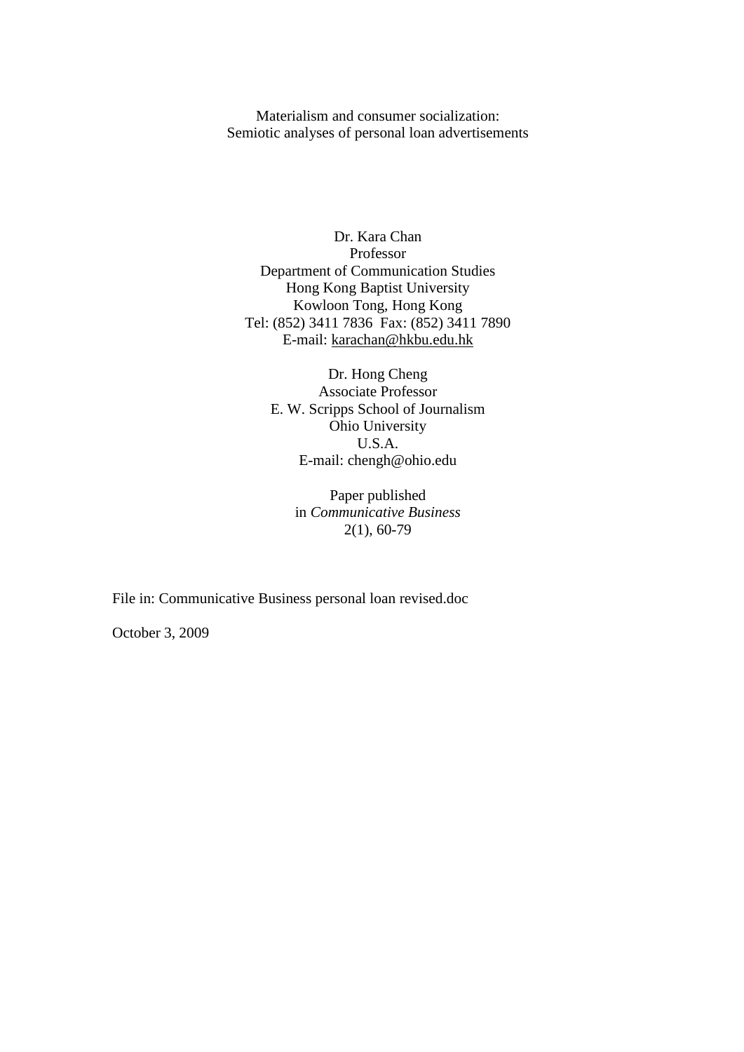# Materialism and consumer socialization: Semiotic analyses of personal loan advertisements

Dr. Kara Chan
Professor
Department of Communication Studies
Hong Kong Baptist University
Kowloon Tong, Hong Kong
Tel: (852) 3411 7836 Fax: (852) 3411 7890
E-mail: karachan@hkbu.edu.hk

Dr. Hong Cheng
Associate Professor
E. W. Scripps School of Journalism
Ohio University
U.S.A.
E-mail: chengh@ohio.edu

Paper published
in *Communicative Business*
2(1), 60-79

File in: Communicative Business personal loan revised.doc

October 3, 2009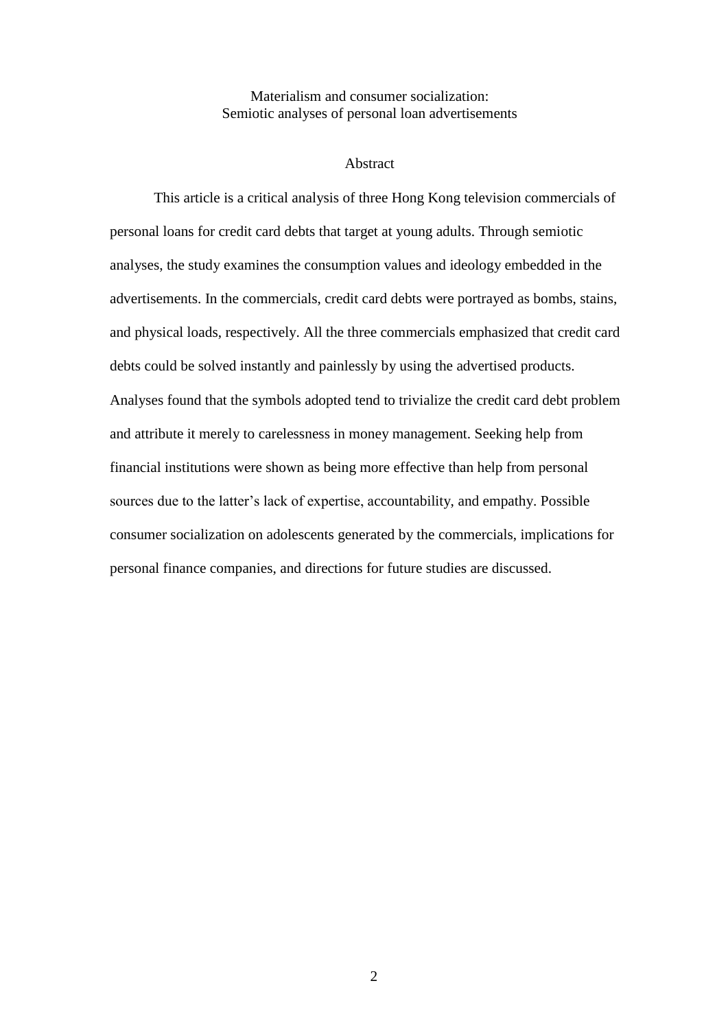# Materialism and consumer socialization: Semiotic analyses of personal loan advertisements

## Abstract

This article is a critical analysis of three Hong Kong television commercials of personal loans for credit card debts that target at young adults. Through semiotic analyses, the study examines the consumption values and ideology embedded in the advertisements. In the commercials, credit card debts were portrayed as bombs, stains, and physical loads, respectively. All the three commercials emphasized that credit card debts could be solved instantly and painlessly by using the advertised products. Analyses found that the symbols adopted tend to trivialize the credit card debt problem and attribute it merely to carelessness in money management. Seeking help from financial institutions were shown as being more effective than help from personal sources due to the latter's lack of expertise, accountability, and empathy. Possible consumer socialization on adolescents generated by the commercials, implications for personal finance companies, and directions for future studies are discussed.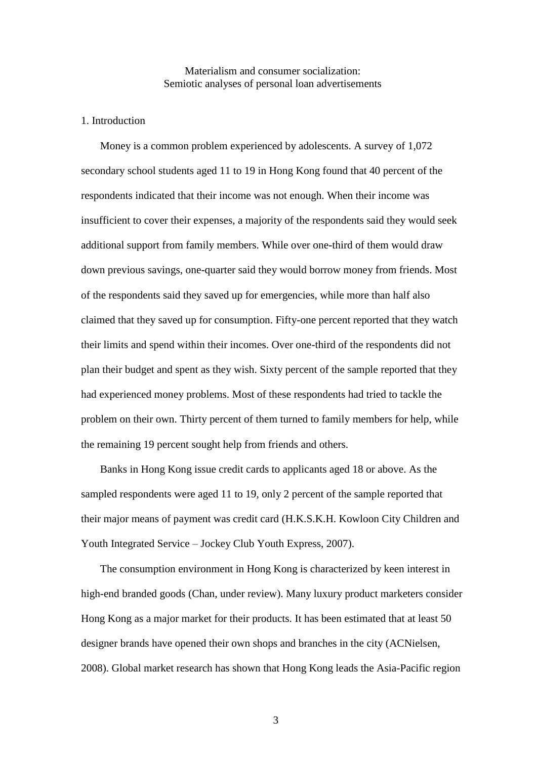# Materialism and consumer socialization: Semiotic analyses of personal loan advertisements

## 1. Introduction

Money is a common problem experienced by adolescents. A survey of 1,072 secondary school students aged 11 to 19 in Hong Kong found that 40 percent of the respondents indicated that their income was not enough. When their income was insufficient to cover their expenses, a majority of the respondents said they would seek additional support from family members. While over one-third of them would draw down previous savings, one-quarter said they would borrow money from friends. Most of the respondents said they saved up for emergencies, while more than half also claimed that they saved up for consumption. Fifty-one percent reported that they watch their limits and spend within their incomes. Over one-third of the respondents did not plan their budget and spent as they wish. Sixty percent of the sample reported that they had experienced money problems. Most of these respondents had tried to tackle the problem on their own. Thirty percent of them turned to family members for help, while the remaining 19 percent sought help from friends and others.

Banks in Hong Kong issue credit cards to applicants aged 18 or above. As the sampled respondents were aged 11 to 19, only 2 percent of the sample reported that their major means of payment was credit card (H.K.S.K.H. Kowloon City Children and Youth Integrated Service – Jockey Club Youth Express, 2007).

The consumption environment in Hong Kong is characterized by keen interest in high-end branded goods (Chan, under review). Many luxury product marketers consider Hong Kong as a major market for their products. It has been estimated that at least 50 designer brands have opened their own shops and branches in the city (ACNielsen, 2008). Global market research has shown that Hong Kong leads the Asia-Pacific region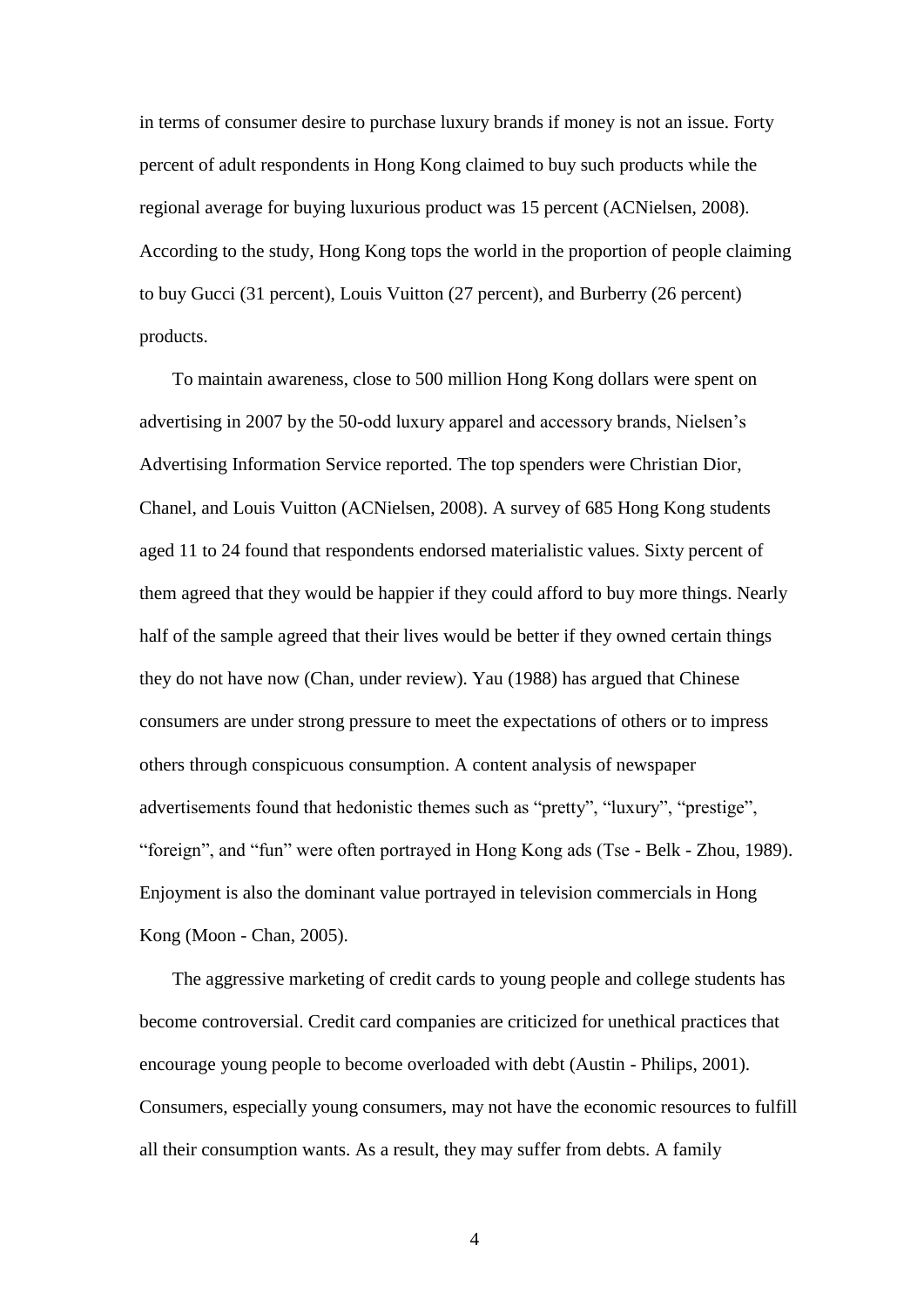in terms of consumer desire to purchase luxury brands if money is not an issue. Forty percent of adult respondents in Hong Kong claimed to buy such products while the regional average for buying luxurious product was 15 percent (ACNielsen, 2008). According to the study, Hong Kong tops the world in the proportion of people claiming to buy Gucci (31 percent), Louis Vuitton (27 percent), and Burberry (26 percent) products.

To maintain awareness, close to 500 million Hong Kong dollars were spent on advertising in 2007 by the 50-odd luxury apparel and accessory brands, Nielsen's Advertising Information Service reported. The top spenders were Christian Dior, Chanel, and Louis Vuitton (ACNielsen, 2008). A survey of 685 Hong Kong students aged 11 to 24 found that respondents endorsed materialistic values. Sixty percent of them agreed that they would be happier if they could afford to buy more things. Nearly half of the sample agreed that their lives would be better if they owned certain things they do not have now (Chan, under review). Yau (1988) has argued that Chinese consumers are under strong pressure to meet the expectations of others or to impress others through conspicuous consumption. A content analysis of newspaper advertisements found that hedonistic themes such as "pretty", "luxury", "prestige", "foreign", and "fun" were often portrayed in Hong Kong ads (Tse - Belk - Zhou, 1989). Enjoyment is also the dominant value portrayed in television commercials in Hong Kong (Moon - Chan, 2005).

The aggressive marketing of credit cards to young people and college students has become controversial. Credit card companies are criticized for unethical practices that encourage young people to become overloaded with debt (Austin - Philips, 2001). Consumers, especially young consumers, may not have the economic resources to fulfill all their consumption wants. As a result, they may suffer from debts. A family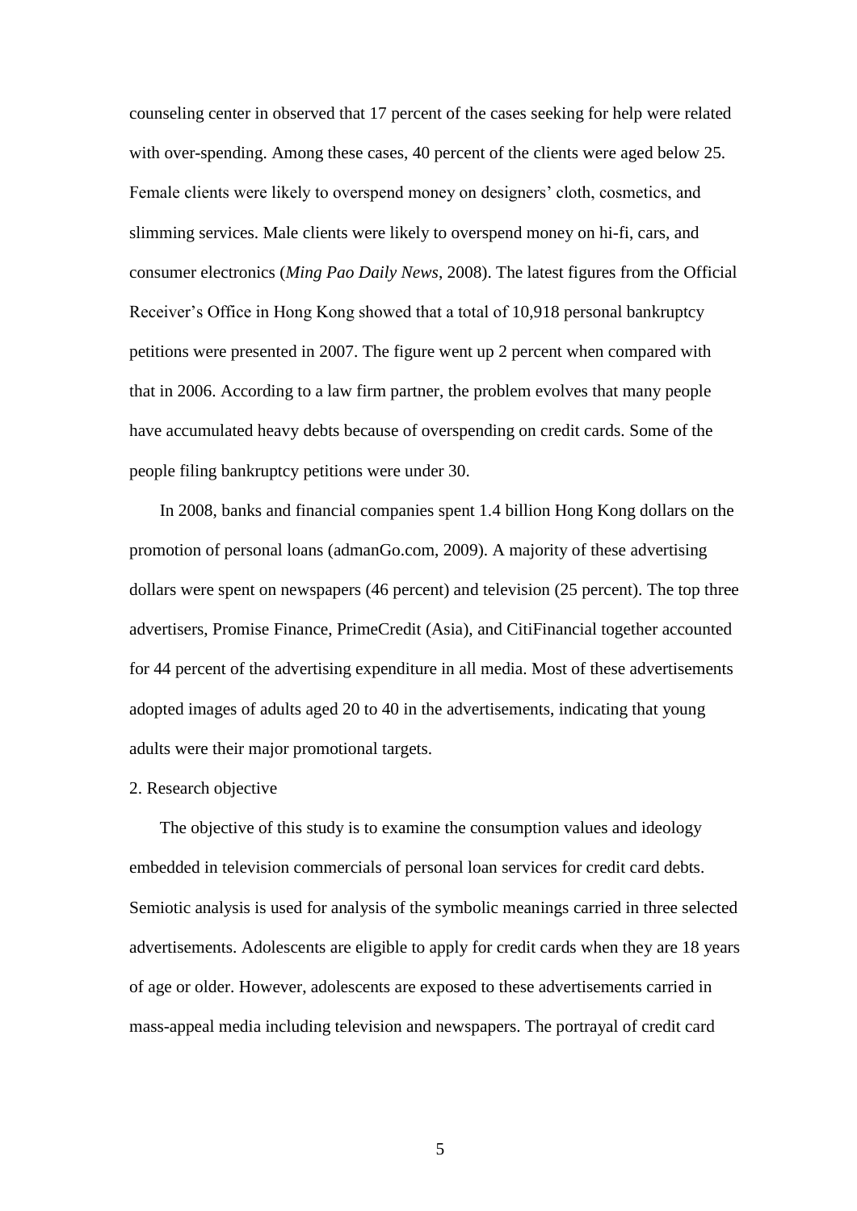counseling center in observed that 17 percent of the cases seeking for help were related with over-spending. Among these cases, 40 percent of the clients were aged below 25. Female clients were likely to overspend money on designers' cloth, cosmetics, and slimming services. Male clients were likely to overspend money on hi-fi, cars, and consumer electronics (*Ming Pao Daily News*, 2008). The latest figures from the Official Receiver's Office in Hong Kong showed that a total of 10,918 personal bankruptcy petitions were presented in 2007. The figure went up 2 percent when compared with that in 2006. According to a law firm partner, the problem evolves that many people have accumulated heavy debts because of overspending on credit cards. Some of the people filing bankruptcy petitions were under 30.

In 2008, banks and financial companies spent 1.4 billion Hong Kong dollars on the promotion of personal loans (admanGo.com, 2009). A majority of these advertising dollars were spent on newspapers (46 percent) and television (25 percent). The top three advertisers, Promise Finance, PrimeCredit (Asia), and CitiFinancial together accounted for 44 percent of the advertising expenditure in all media. Most of these advertisements adopted images of adults aged 20 to 40 in the advertisements, indicating that young adults were their major promotional targets.

## 2. Research objective

The objective of this study is to examine the consumption values and ideology embedded in television commercials of personal loan services for credit card debts. Semiotic analysis is used for analysis of the symbolic meanings carried in three selected advertisements. Adolescents are eligible to apply for credit cards when they are 18 years of age or older. However, adolescents are exposed to these advertisements carried in mass-appeal media including television and newspapers. The portrayal of credit card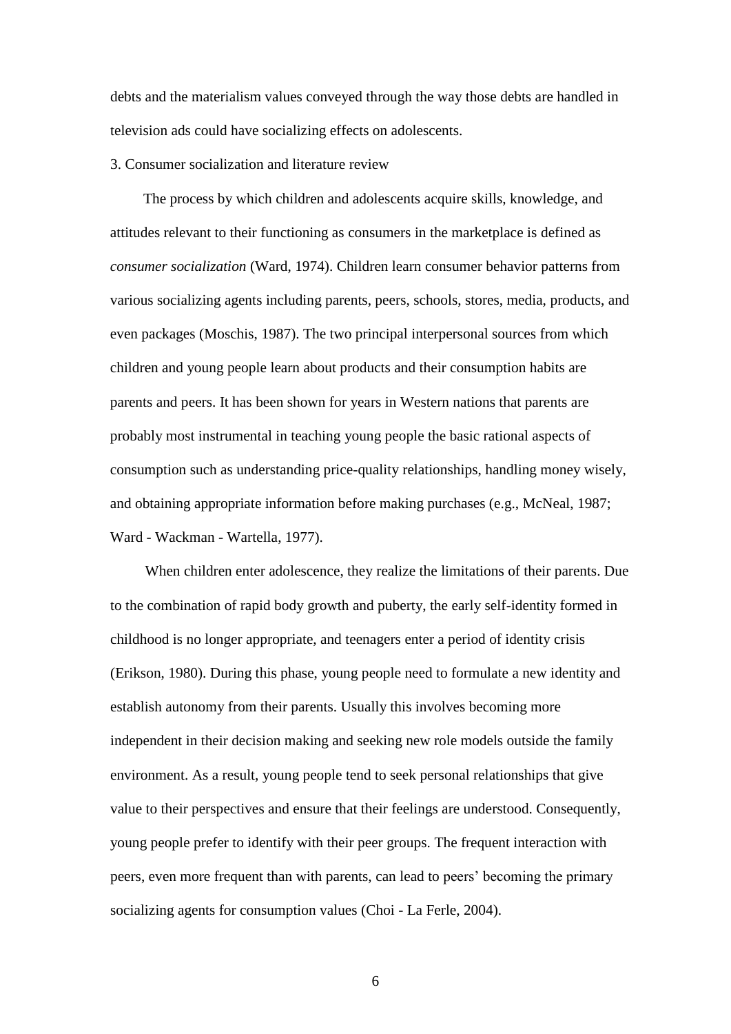debts and the materialism values conveyed through the way those debts are handled in television ads could have socializing effects on adolescents.

## 3. Consumer socialization and literature review

The process by which children and adolescents acquire skills, knowledge, and attitudes relevant to their functioning as consumers in the marketplace is defined as *consumer socialization* (Ward, 1974). Children learn consumer behavior patterns from various socializing agents including parents, peers, schools, stores, media, products, and even packages (Moschis, 1987). The two principal interpersonal sources from which children and young people learn about products and their consumption habits are parents and peers. It has been shown for years in Western nations that parents are probably most instrumental in teaching young people the basic rational aspects of consumption such as understanding price-quality relationships, handling money wisely, and obtaining appropriate information before making purchases (e.g., McNeal, 1987; Ward - Wackman - Wartella, 1977).

When children enter adolescence, they realize the limitations of their parents. Due to the combination of rapid body growth and puberty, the early self-identity formed in childhood is no longer appropriate, and teenagers enter a period of identity crisis (Erikson, 1980). During this phase, young people need to formulate a new identity and establish autonomy from their parents. Usually this involves becoming more independent in their decision making and seeking new role models outside the family environment. As a result, young people tend to seek personal relationships that give value to their perspectives and ensure that their feelings are understood. Consequently, young people prefer to identify with their peer groups. The frequent interaction with peers, even more frequent than with parents, can lead to peers' becoming the primary socializing agents for consumption values (Choi - La Ferle, 2004).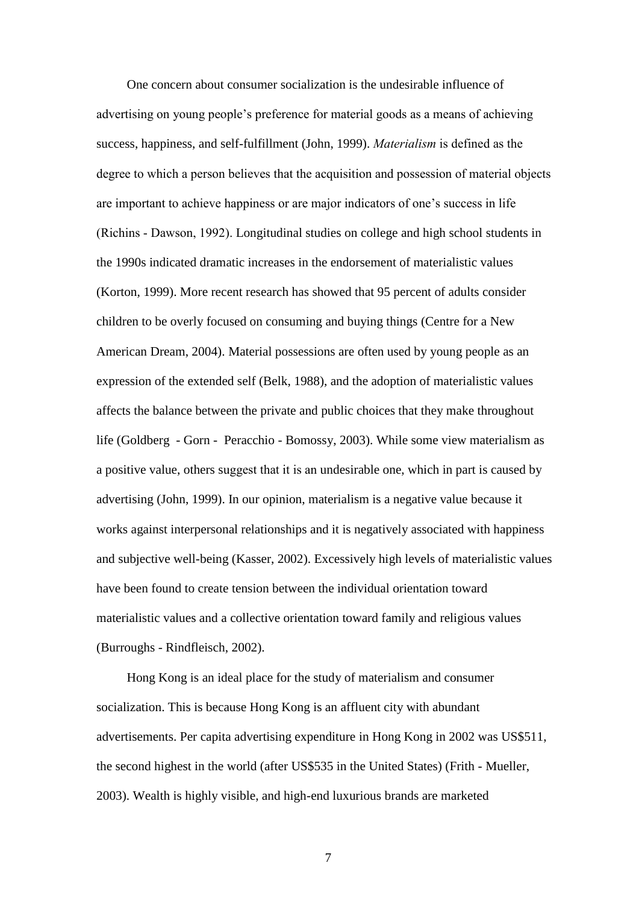One concern about consumer socialization is the undesirable influence of advertising on young people's preference for material goods as a means of achieving success, happiness, and self-fulfillment (John, 1999). *Materialism* is defined as the degree to which a person believes that the acquisition and possession of material objects are important to achieve happiness or are major indicators of one's success in life (Richins - Dawson, 1992). Longitudinal studies on college and high school students in the 1990s indicated dramatic increases in the endorsement of materialistic values (Korton, 1999). More recent research has showed that 95 percent of adults consider children to be overly focused on consuming and buying things (Centre for a New American Dream, 2004). Material possessions are often used by young people as an expression of the extended self (Belk, 1988), and the adoption of materialistic values affects the balance between the private and public choices that they make throughout life (Goldberg - Gorn - Peracchio - Bomossy, 2003). While some view materialism as a positive value, others suggest that it is an undesirable one, which in part is caused by advertising (John, 1999). In our opinion, materialism is a negative value because it works against interpersonal relationships and it is negatively associated with happiness and subjective well-being (Kasser, 2002). Excessively high levels of materialistic values have been found to create tension between the individual orientation toward materialistic values and a collective orientation toward family and religious values (Burroughs - Rindfleisch, 2002).

Hong Kong is an ideal place for the study of materialism and consumer socialization. This is because Hong Kong is an affluent city with abundant advertisements. Per capita advertising expenditure in Hong Kong in 2002 was US$511, the second highest in the world (after US$535 in the United States) (Frith - Mueller, 2003). Wealth is highly visible, and high-end luxurious brands are marketed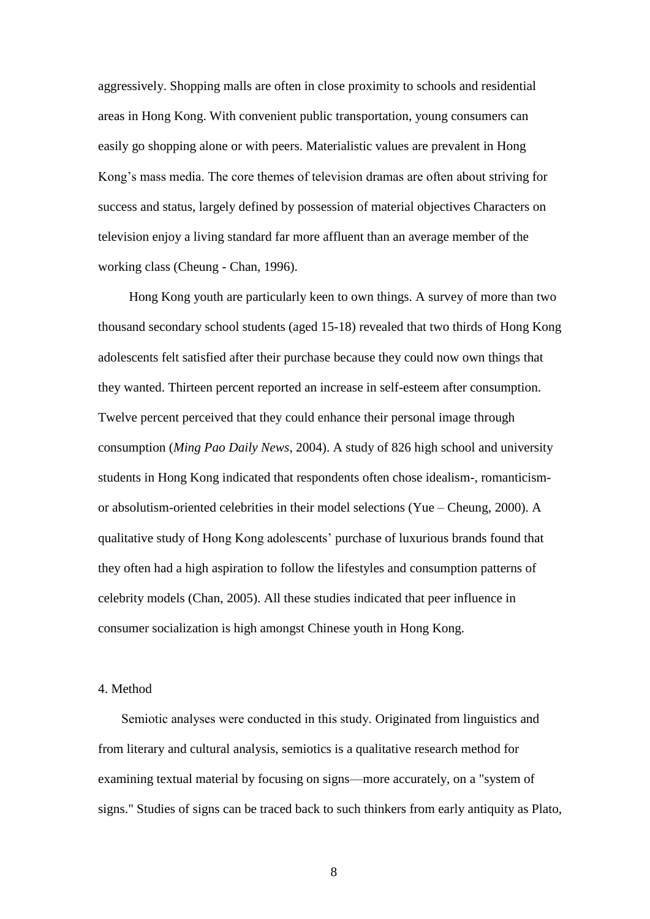aggressively. Shopping malls are often in close proximity to schools and residential areas in Hong Kong. With convenient public transportation, young consumers can easily go shopping alone or with peers. Materialistic values are prevalent in Hong Kong's mass media. The core themes of television dramas are often about striving for success and status, largely defined by possession of material objectives Characters on television enjoy a living standard far more affluent than an average member of the working class (Cheung - Chan, 1996).

Hong Kong youth are particularly keen to own things. A survey of more than two thousand secondary school students (aged 15-18) revealed that two thirds of Hong Kong adolescents felt satisfied after their purchase because they could now own things that they wanted. Thirteen percent reported an increase in self-esteem after consumption. Twelve percent perceived that they could enhance their personal image through consumption (*Ming Pao Daily News*, 2004). A study of 826 high school and university students in Hong Kong indicated that respondents often chose idealism-, romanticism- or absolutism-oriented celebrities in their model selections (Yue – Cheung, 2000). A qualitative study of Hong Kong adolescents' purchase of luxurious brands found that they often had a high aspiration to follow the lifestyles and consumption patterns of celebrity models (Chan, 2005). All these studies indicated that peer influence in consumer socialization is high amongst Chinese youth in Hong Kong.

## 4. Method

Semiotic analyses were conducted in this study. Originated from linguistics and from literary and cultural analysis, semiotics is a qualitative research method for examining textual material by focusing on signs—more accurately, on a "system of signs." Studies of signs can be traced back to such thinkers from early antiquity as Plato,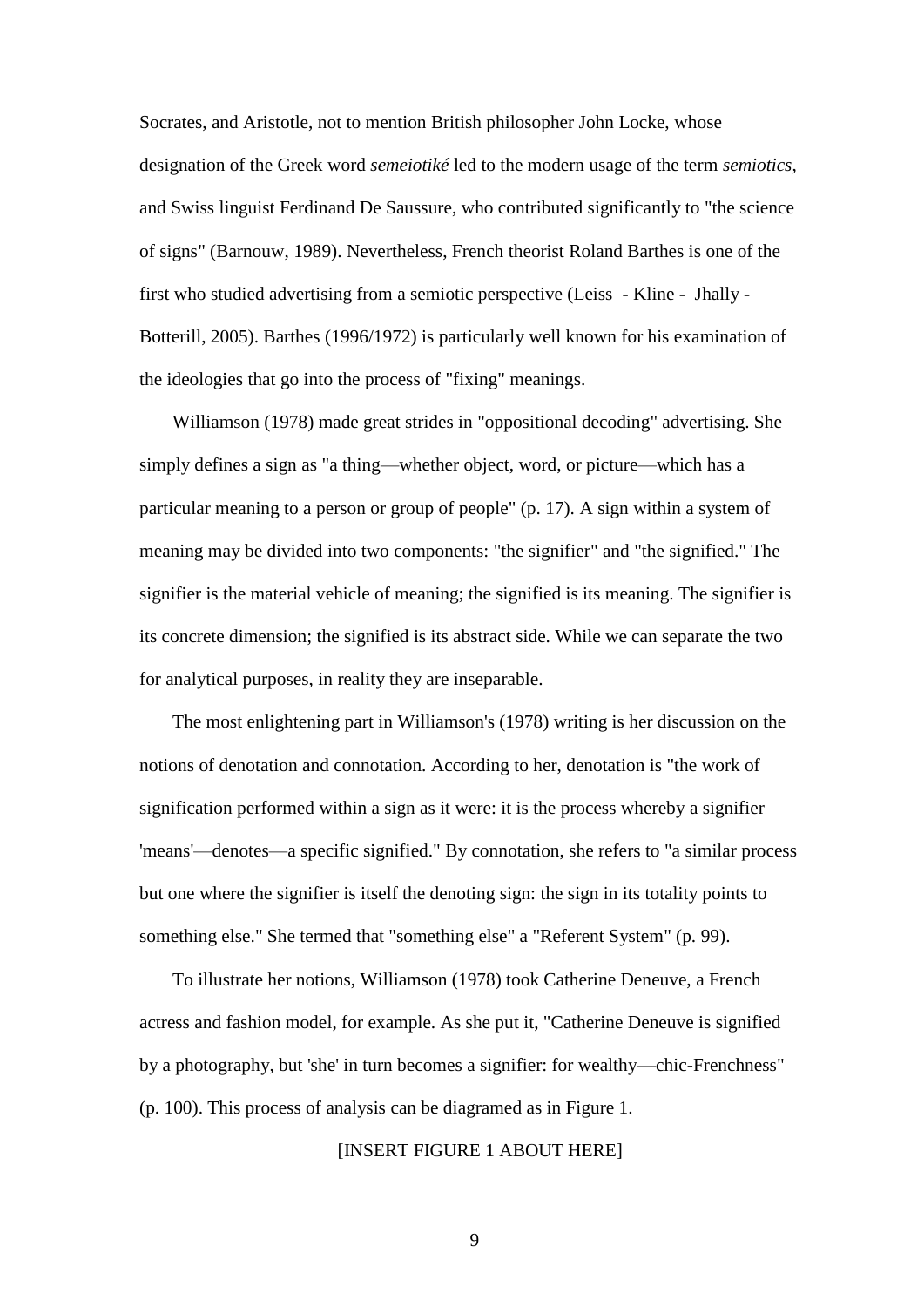Socrates, and Aristotle, not to mention British philosopher John Locke, whose designation of the Greek word *semeiotiké* led to the modern usage of the term *semiotics*, and Swiss linguist Ferdinand De Saussure, who contributed significantly to "the science of signs" (Barnouw, 1989). Nevertheless, French theorist Roland Barthes is one of the first who studied advertising from a semiotic perspective (Leiss - Kline - Jhally - Botterill, 2005). Barthes (1996/1972) is particularly well known for his examination of the ideologies that go into the process of "fixing" meanings.

Williamson (1978) made great strides in "oppositional decoding" advertising. She simply defines a sign as "a thing—whether object, word, or picture—which has a particular meaning to a person or group of people" (p. 17). A sign within a system of meaning may be divided into two components: "the signifier" and "the signified." The signifier is the material vehicle of meaning; the signified is its meaning. The signifier is its concrete dimension; the signified is its abstract side. While we can separate the two for analytical purposes, in reality they are inseparable.

The most enlightening part in Williamson's (1978) writing is her discussion on the notions of denotation and connotation. According to her, denotation is "the work of signification performed within a sign as it were: it is the process whereby a signifier 'means'—denotes—a specific signified." By connotation, she refers to "a similar process but one where the signifier is itself the denoting sign: the sign in its totality points to something else." She termed that "something else" a "Referent System" (p. 99).

To illustrate her notions, Williamson (1978) took Catherine Deneuve, a French actress and fashion model, for example. As she put it, "Catherine Deneuve is signified by a photography, but 'she' in turn becomes a signifier: for wealthy—chic-Frenchness" (p. 100). This process of analysis can be diagramed as in Figure 1.

[INSERT FIGURE 1 ABOUT HERE]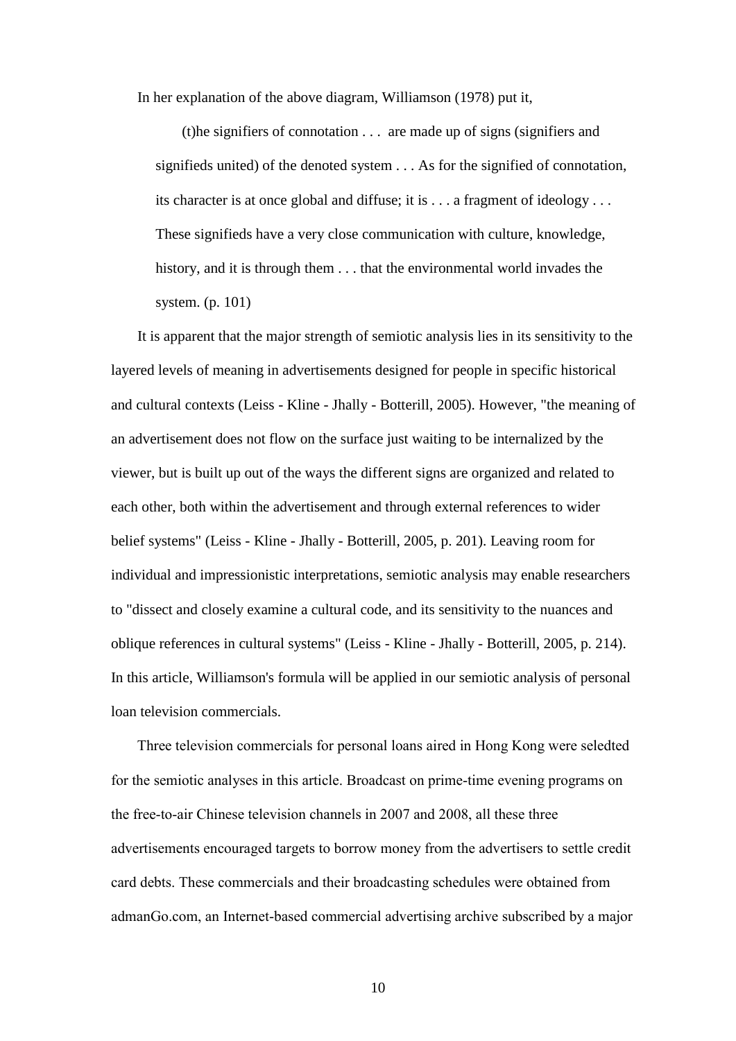In her explanation of the above diagram, Williamson (1978) put it,

> (t)he signifiers of connotation . . . are made up of signs (signifiers and signifieds united) of the denoted system . . . As for the signified of connotation, its character is at once global and diffuse; it is . . . a fragment of ideology . . . These signifieds have a very close communication with culture, knowledge, history, and it is through them . . . that the environmental world invades the system. (p. 101)

It is apparent that the major strength of semiotic analysis lies in its sensitivity to the layered levels of meaning in advertisements designed for people in specific historical and cultural contexts (Leiss - Kline - Jhally - Botterill, 2005). However, "the meaning of an advertisement does not flow on the surface just waiting to be internalized by the viewer, but is built up out of the ways the different signs are organized and related to each other, both within the advertisement and through external references to wider belief systems" (Leiss - Kline - Jhally - Botterill, 2005, p. 201). Leaving room for individual and impressionistic interpretations, semiotic analysis may enable researchers to "dissect and closely examine a cultural code, and its sensitivity to the nuances and oblique references in cultural systems" (Leiss - Kline - Jhally - Botterill, 2005, p. 214). In this article, Williamson's formula will be applied in our semiotic analysis of personal loan television commercials.

Three television commercials for personal loans aired in Hong Kong were seledted for the semiotic analyses in this article. Broadcast on prime-time evening programs on the free-to-air Chinese television channels in 2007 and 2008, all these three advertisements encouraged targets to borrow money from the advertisers to settle credit card debts. These commercials and their broadcasting schedules were obtained from admanGo.com, an Internet-based commercial advertising archive subscribed by a major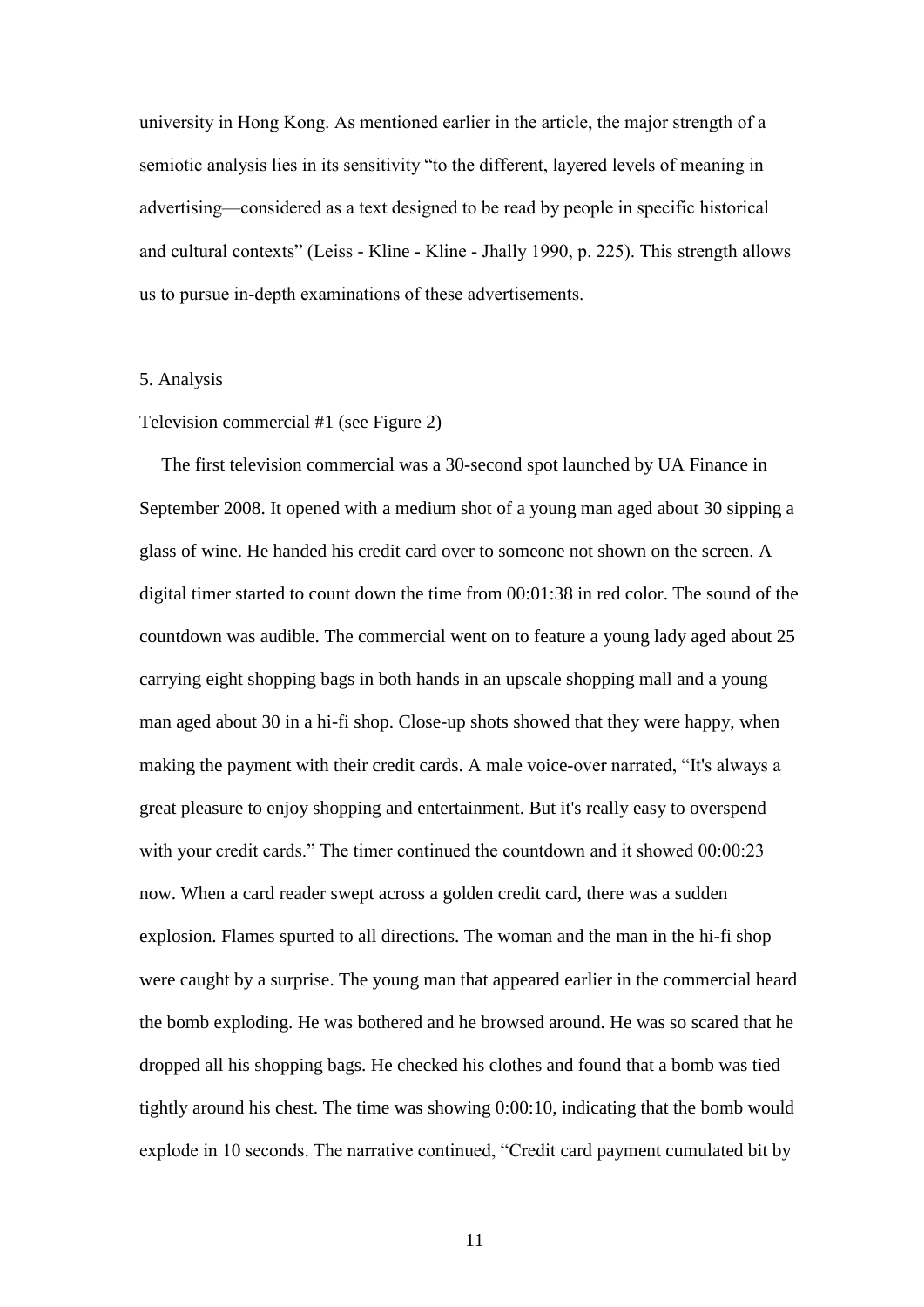university in Hong Kong. As mentioned earlier in the article, the major strength of a semiotic analysis lies in its sensitivity "to the different, layered levels of meaning in advertising—considered as a text designed to be read by people in specific historical and cultural contexts" (Leiss - Kline - Kline - Jhally 1990, p. 225). This strength allows us to pursue in-depth examinations of these advertisements.

## 5. Analysis

### Television commercial #1 (see Figure 2)

The first television commercial was a 30-second spot launched by UA Finance in September 2008. It opened with a medium shot of a young man aged about 30 sipping a glass of wine. He handed his credit card over to someone not shown on the screen. A digital timer started to count down the time from 00:01:38 in red color. The sound of the countdown was audible. The commercial went on to feature a young lady aged about 25 carrying eight shopping bags in both hands in an upscale shopping mall and a young man aged about 30 in a hi-fi shop. Close-up shots showed that they were happy, when making the payment with their credit cards. A male voice-over narrated, "It's always a great pleasure to enjoy shopping and entertainment. But it's really easy to overspend with your credit cards." The timer continued the countdown and it showed 00:00:23 now. When a card reader swept across a golden credit card, there was a sudden explosion. Flames spurted to all directions. The woman and the man in the hi-fi shop were caught by a surprise. The young man that appeared earlier in the commercial heard the bomb exploding. He was bothered and he browsed around. He was so scared that he dropped all his shopping bags. He checked his clothes and found that a bomb was tied tightly around his chest. The time was showing 0:00:10, indicating that the bomb would explode in 10 seconds. The narrative continued, "Credit card payment cumulated bit by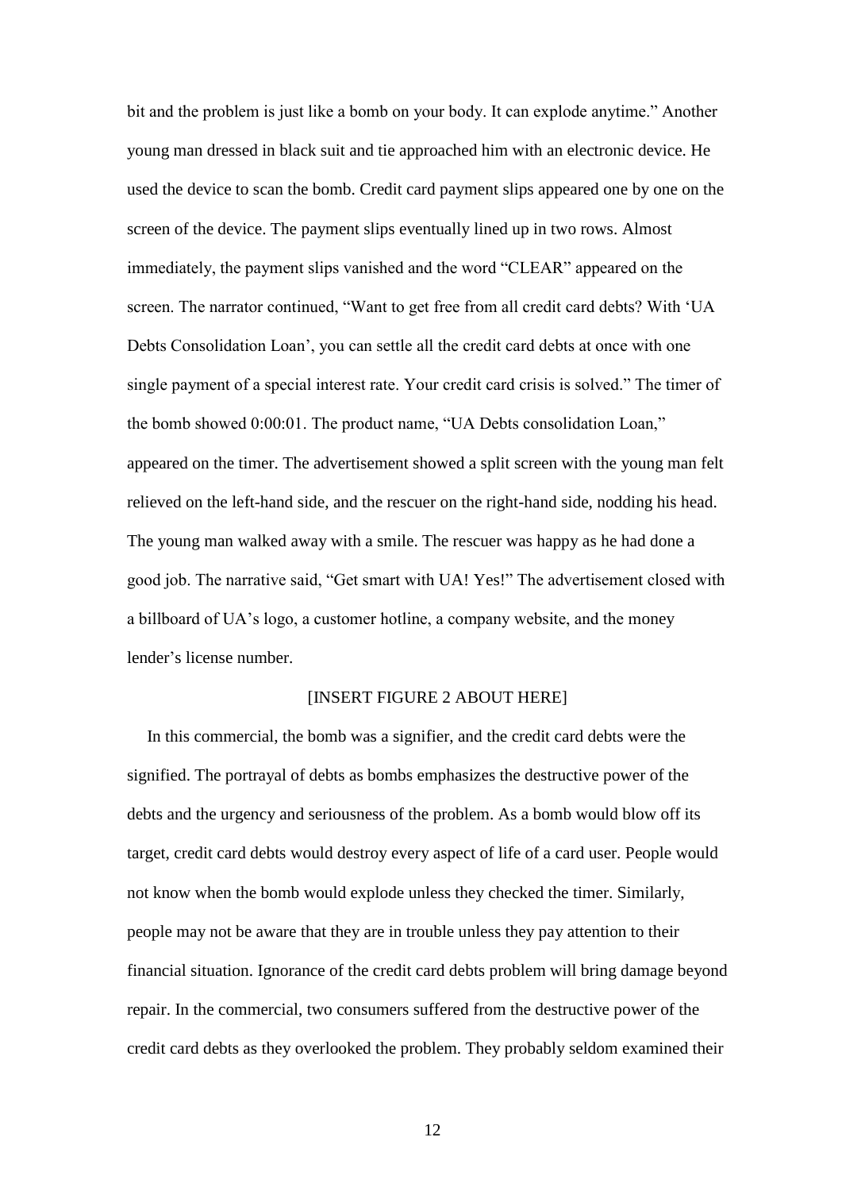bit and the problem is just like a bomb on your body. It can explode anytime." Another young man dressed in black suit and tie approached him with an electronic device. He used the device to scan the bomb. Credit card payment slips appeared one by one on the screen of the device. The payment slips eventually lined up in two rows. Almost immediately, the payment slips vanished and the word "CLEAR" appeared on the screen. The narrator continued, "Want to get free from all credit card debts? With 'UA Debts Consolidation Loan', you can settle all the credit card debts at once with one single payment of a special interest rate. Your credit card crisis is solved." The timer of the bomb showed 0:00:01. The product name, "UA Debts consolidation Loan," appeared on the timer. The advertisement showed a split screen with the young man felt relieved on the left-hand side, and the rescuer on the right-hand side, nodding his head. The young man walked away with a smile. The rescuer was happy as he had done a good job. The narrative said, "Get smart with UA! Yes!" The advertisement closed with a billboard of UA's logo, a customer hotline, a company website, and the money lender's license number.

[INSERT FIGURE 2 ABOUT HERE]

In this commercial, the bomb was a signifier, and the credit card debts were the signified. The portrayal of debts as bombs emphasizes the destructive power of the debts and the urgency and seriousness of the problem. As a bomb would blow off its target, credit card debts would destroy every aspect of life of a card user. People would not know when the bomb would explode unless they checked the timer. Similarly, people may not be aware that they are in trouble unless they pay attention to their financial situation. Ignorance of the credit card debts problem will bring damage beyond repair. In the commercial, two consumers suffered from the destructive power of the credit card debts as they overlooked the problem. They probably seldom examined their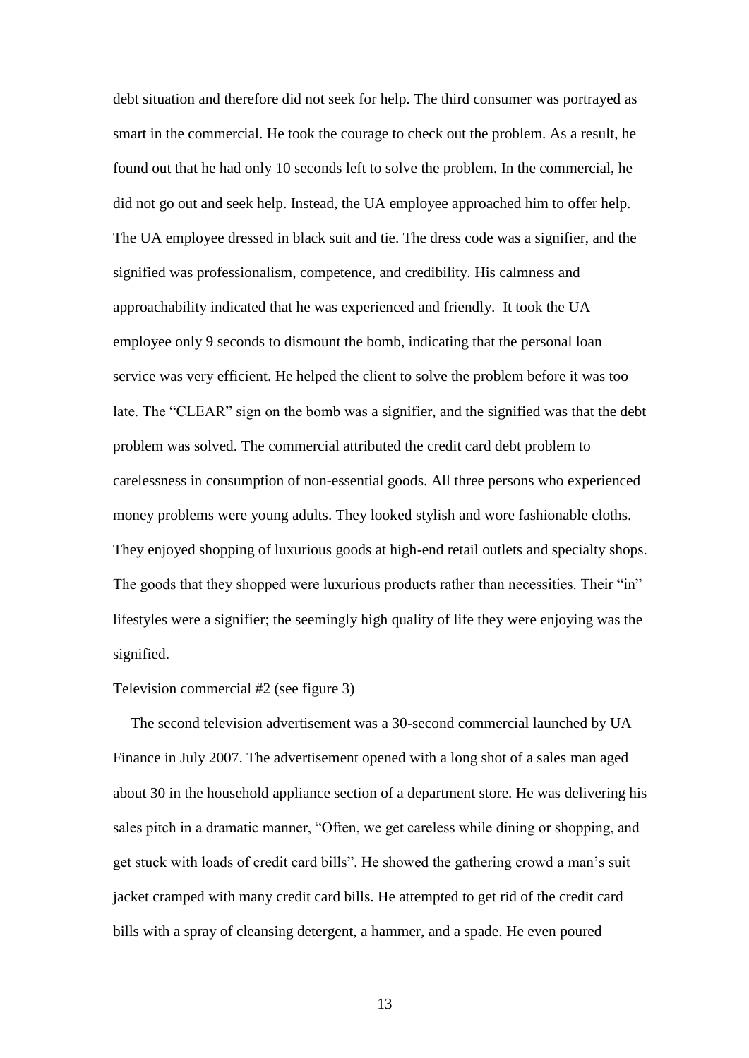debt situation and therefore did not seek for help. The third consumer was portrayed as smart in the commercial. He took the courage to check out the problem. As a result, he found out that he had only 10 seconds left to solve the problem. In the commercial, he did not go out and seek help. Instead, the UA employee approached him to offer help. The UA employee dressed in black suit and tie. The dress code was a signifier, and the signified was professionalism, competence, and credibility. His calmness and approachability indicated that he was experienced and friendly. It took the UA employee only 9 seconds to dismount the bomb, indicating that the personal loan service was very efficient. He helped the client to solve the problem before it was too late. The "CLEAR" sign on the bomb was a signifier, and the signified was that the debt problem was solved. The commercial attributed the credit card debt problem to carelessness in consumption of non-essential goods. All three persons who experienced money problems were young adults. They looked stylish and wore fashionable cloths. They enjoyed shopping of luxurious goods at high-end retail outlets and specialty shops. The goods that they shopped were luxurious products rather than necessities. Their "in" lifestyles were a signifier; the seemingly high quality of life they were enjoying was the signified.

Television commercial #2 (see figure 3)

The second television advertisement was a 30-second commercial launched by UA Finance in July 2007. The advertisement opened with a long shot of a sales man aged about 30 in the household appliance section of a department store. He was delivering his sales pitch in a dramatic manner, "Often, we get careless while dining or shopping, and get stuck with loads of credit card bills". He showed the gathering crowd a man's suit jacket cramped with many credit card bills. He attempted to get rid of the credit card bills with a spray of cleansing detergent, a hammer, and a spade. He even poured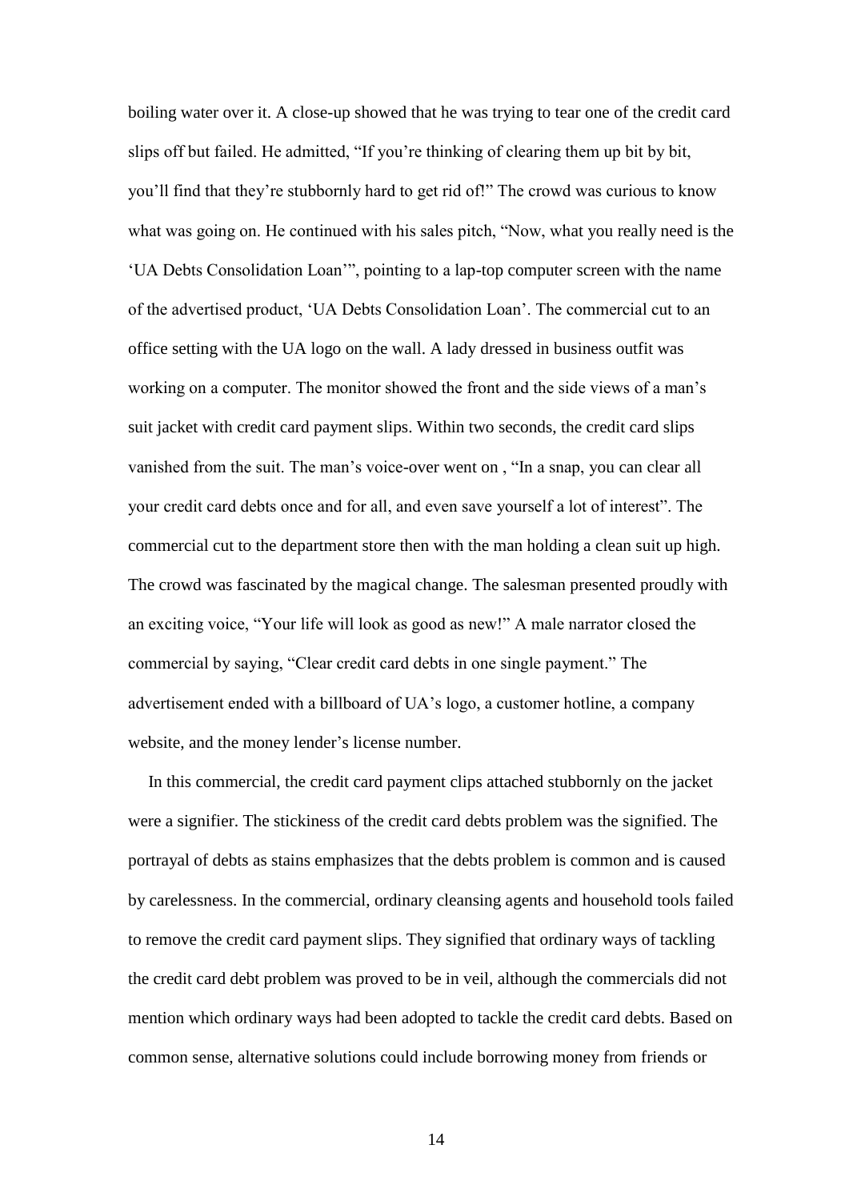boiling water over it. A close-up showed that he was trying to tear one of the credit card slips off but failed. He admitted, "If you're thinking of clearing them up bit by bit, you'll find that they're stubbornly hard to get rid of!" The crowd was curious to know what was going on. He continued with his sales pitch, "Now, what you really need is the 'UA Debts Consolidation Loan'", pointing to a lap-top computer screen with the name of the advertised product, 'UA Debts Consolidation Loan'. The commercial cut to an office setting with the UA logo on the wall. A lady dressed in business outfit was working on a computer. The monitor showed the front and the side views of a man's suit jacket with credit card payment slips. Within two seconds, the credit card slips vanished from the suit. The man's voice-over went on , "In a snap, you can clear all your credit card debts once and for all, and even save yourself a lot of interest". The commercial cut to the department store then with the man holding a clean suit up high. The crowd was fascinated by the magical change. The salesman presented proudly with an exciting voice, "Your life will look as good as new!" A male narrator closed the commercial by saying, "Clear credit card debts in one single payment." The advertisement ended with a billboard of UA's logo, a customer hotline, a company website, and the money lender's license number.

In this commercial, the credit card payment clips attached stubbornly on the jacket were a signifier. The stickiness of the credit card debts problem was the signified. The portrayal of debts as stains emphasizes that the debts problem is common and is caused by carelessness. In the commercial, ordinary cleansing agents and household tools failed to remove the credit card payment slips. They signified that ordinary ways of tackling the credit card debt problem was proved to be in veil, although the commercials did not mention which ordinary ways had been adopted to tackle the credit card debts. Based on common sense, alternative solutions could include borrowing money from friends or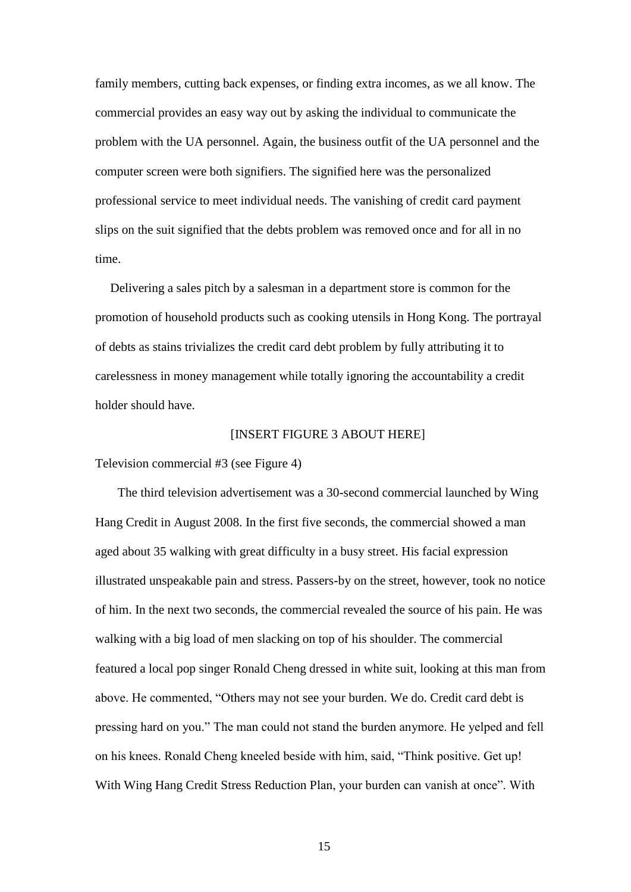family members, cutting back expenses, or finding extra incomes, as we all know. The commercial provides an easy way out by asking the individual to communicate the problem with the UA personnel. Again, the business outfit of the UA personnel and the computer screen were both signifiers. The signified here was the personalized professional service to meet individual needs. The vanishing of credit card payment slips on the suit signified that the debts problem was removed once and for all in no time.

Delivering a sales pitch by a salesman in a department store is common for the promotion of household products such as cooking utensils in Hong Kong. The portrayal of debts as stains trivializes the credit card debt problem by fully attributing it to carelessness in money management while totally ignoring the accountability a credit holder should have.

[INSERT FIGURE 3 ABOUT HERE]

Television commercial #3 (see Figure 4)

The third television advertisement was a 30-second commercial launched by Wing Hang Credit in August 2008. In the first five seconds, the commercial showed a man aged about 35 walking with great difficulty in a busy street. His facial expression illustrated unspeakable pain and stress. Passers-by on the street, however, took no notice of him. In the next two seconds, the commercial revealed the source of his pain. He was walking with a big load of men slacking on top of his shoulder. The commercial featured a local pop singer Ronald Cheng dressed in white suit, looking at this man from above. He commented, "Others may not see your burden. We do. Credit card debt is pressing hard on you." The man could not stand the burden anymore. He yelped and fell on his knees. Ronald Cheng kneeled beside with him, said, "Think positive. Get up! With Wing Hang Credit Stress Reduction Plan, your burden can vanish at once". With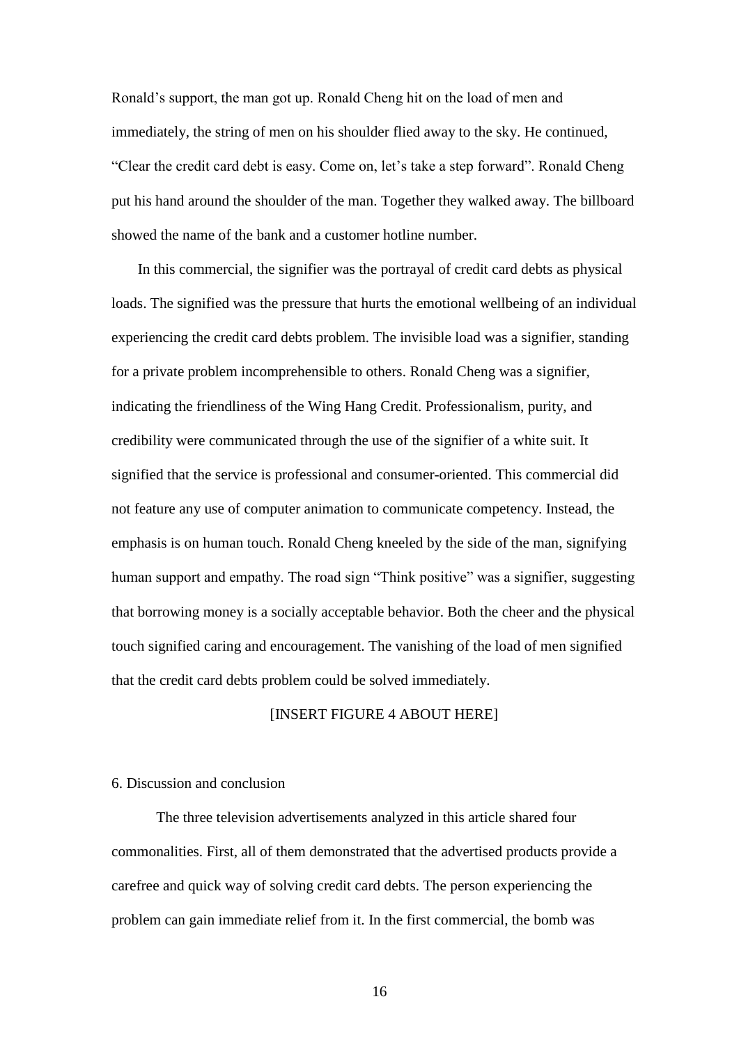Ronald's support, the man got up. Ronald Cheng hit on the load of men and immediately, the string of men on his shoulder flied away to the sky. He continued, "Clear the credit card debt is easy. Come on, let's take a step forward". Ronald Cheng put his hand around the shoulder of the man. Together they walked away. The billboard showed the name of the bank and a customer hotline number.

In this commercial, the signifier was the portrayal of credit card debts as physical loads. The signified was the pressure that hurts the emotional wellbeing of an individual experiencing the credit card debts problem. The invisible load was a signifier, standing for a private problem incomprehensible to others. Ronald Cheng was a signifier, indicating the friendliness of the Wing Hang Credit. Professionalism, purity, and credibility were communicated through the use of the signifier of a white suit. It signified that the service is professional and consumer-oriented. This commercial did not feature any use of computer animation to communicate competency. Instead, the emphasis is on human touch. Ronald Cheng kneeled by the side of the man, signifying human support and empathy. The road sign "Think positive" was a signifier, suggesting that borrowing money is a socially acceptable behavior. Both the cheer and the physical touch signified caring and encouragement. The vanishing of the load of men signified that the credit card debts problem could be solved immediately.

[INSERT FIGURE 4 ABOUT HERE]

## 6. Discussion and conclusion

The three television advertisements analyzed in this article shared four commonalities. First, all of them demonstrated that the advertised products provide a carefree and quick way of solving credit card debts. The person experiencing the problem can gain immediate relief from it. In the first commercial, the bomb was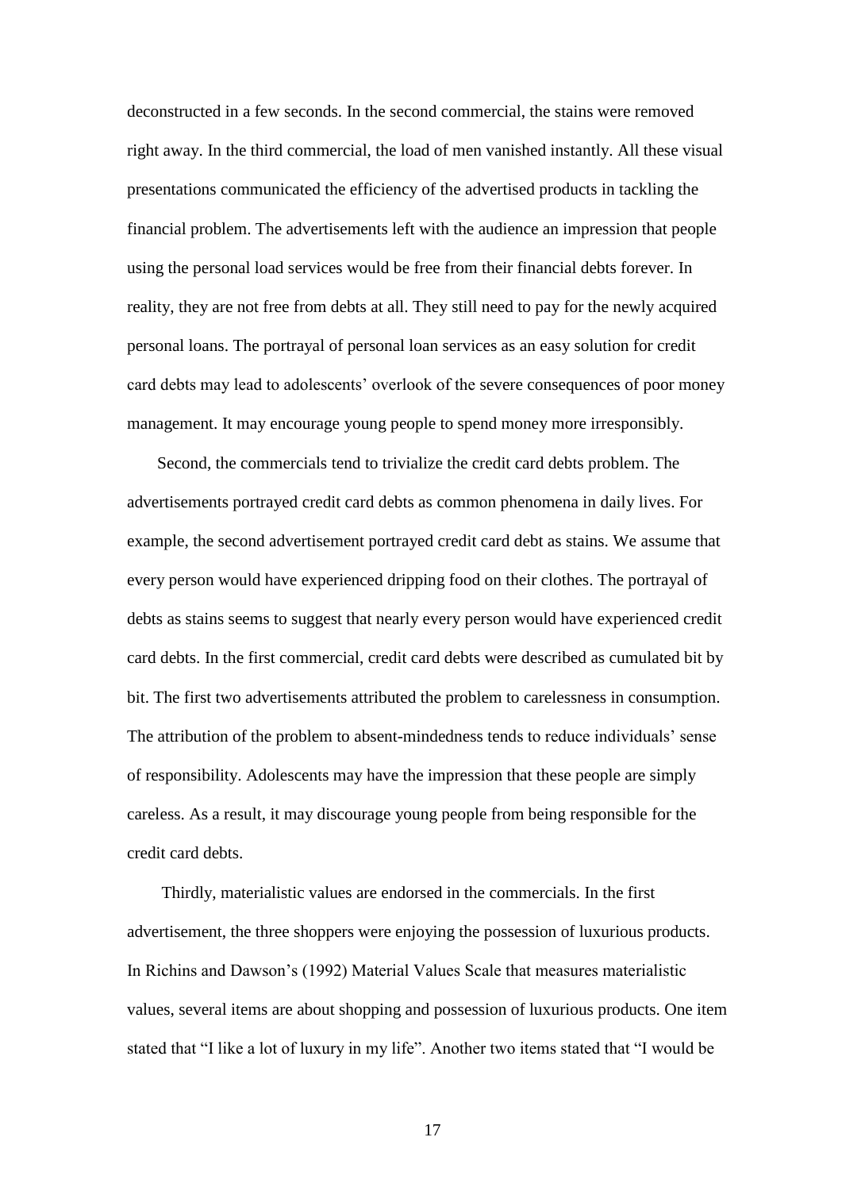deconstructed in a few seconds. In the second commercial, the stains were removed right away. In the third commercial, the load of men vanished instantly. All these visual presentations communicated the efficiency of the advertised products in tackling the financial problem. The advertisements left with the audience an impression that people using the personal load services would be free from their financial debts forever. In reality, they are not free from debts at all. They still need to pay for the newly acquired personal loans. The portrayal of personal loan services as an easy solution for credit card debts may lead to adolescents' overlook of the severe consequences of poor money management. It may encourage young people to spend money more irresponsibly.

Second, the commercials tend to trivialize the credit card debts problem. The advertisements portrayed credit card debts as common phenomena in daily lives. For example, the second advertisement portrayed credit card debt as stains. We assume that every person would have experienced dripping food on their clothes. The portrayal of debts as stains seems to suggest that nearly every person would have experienced credit card debts. In the first commercial, credit card debts were described as cumulated bit by bit. The first two advertisements attributed the problem to carelessness in consumption. The attribution of the problem to absent-mindedness tends to reduce individuals' sense of responsibility. Adolescents may have the impression that these people are simply careless. As a result, it may discourage young people from being responsible for the credit card debts.

Thirdly, materialistic values are endorsed in the commercials. In the first advertisement, the three shoppers were enjoying the possession of luxurious products. In Richins and Dawson's (1992) Material Values Scale that measures materialistic values, several items are about shopping and possession of luxurious products. One item stated that "I like a lot of luxury in my life". Another two items stated that "I would be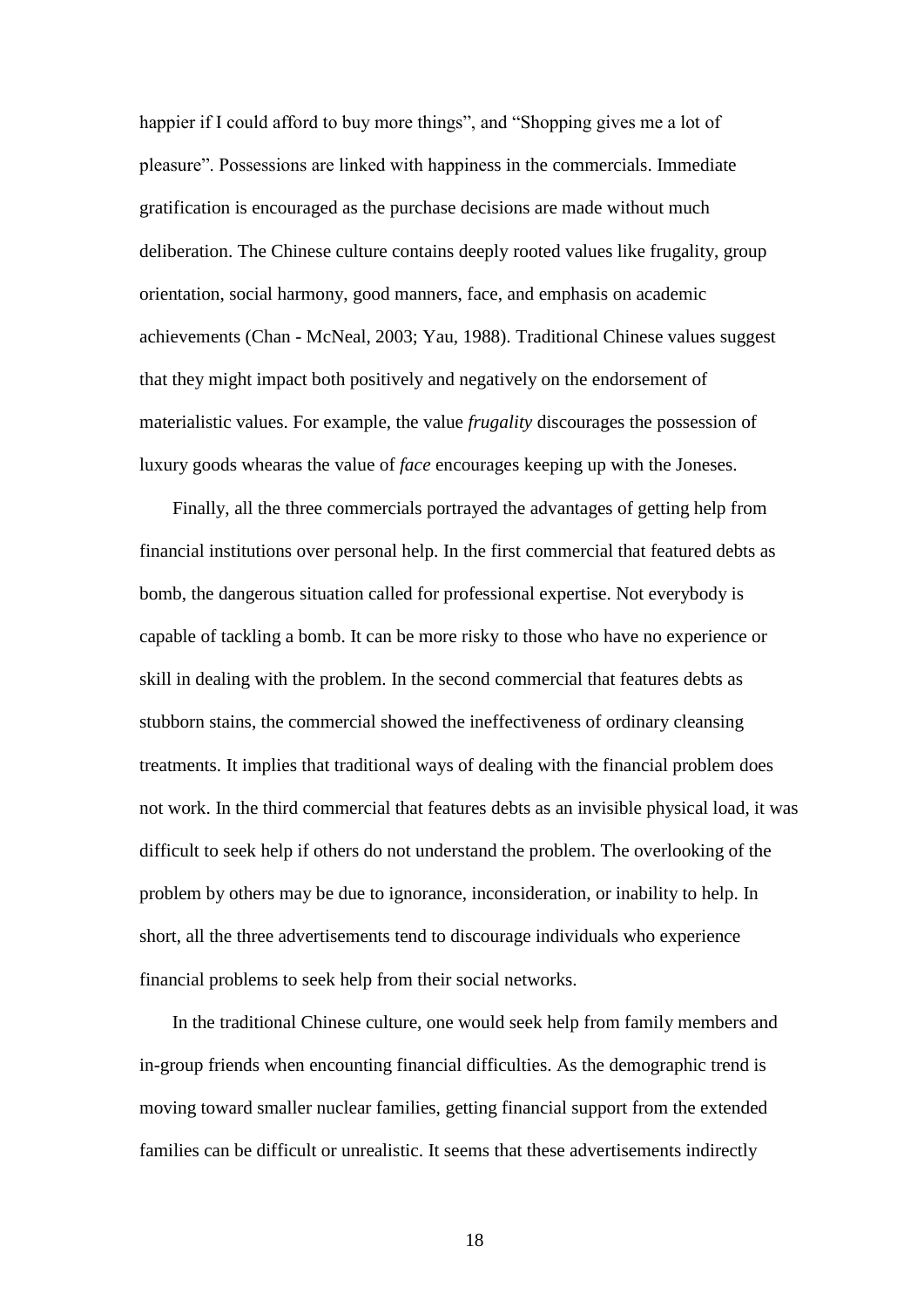happier if I could afford to buy more things", and "Shopping gives me a lot of pleasure". Possessions are linked with happiness in the commercials. Immediate gratification is encouraged as the purchase decisions are made without much deliberation. The Chinese culture contains deeply rooted values like frugality, group orientation, social harmony, good manners, face, and emphasis on academic achievements (Chan - McNeal, 2003; Yau, 1988). Traditional Chinese values suggest that they might impact both positively and negatively on the endorsement of materialistic values. For example, the value *frugality* discourages the possession of luxury goods whearas the value of *face* encourages keeping up with the Joneses.

Finally, all the three commercials portrayed the advantages of getting help from financial institutions over personal help. In the first commercial that featured debts as bomb, the dangerous situation called for professional expertise. Not everybody is capable of tackling a bomb. It can be more risky to those who have no experience or skill in dealing with the problem. In the second commercial that features debts as stubborn stains, the commercial showed the ineffectiveness of ordinary cleansing treatments. It implies that traditional ways of dealing with the financial problem does not work. In the third commercial that features debts as an invisible physical load, it was difficult to seek help if others do not understand the problem. The overlooking of the problem by others may be due to ignorance, inconsideration, or inability to help. In short, all the three advertisements tend to discourage individuals who experience financial problems to seek help from their social networks.

In the traditional Chinese culture, one would seek help from family members and in-group friends when encountering financial difficulties. As the demographic trend is moving toward smaller nuclear families, getting financial support from the extended families can be difficult or unrealistic. It seems that these advertisements indirectly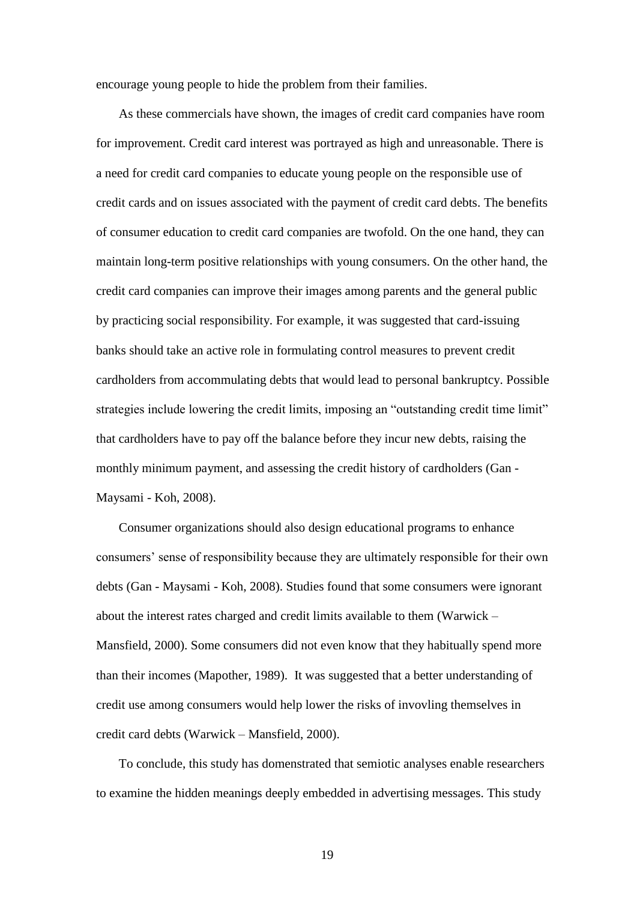encourage young people to hide the problem from their families.

As these commercials have shown, the images of credit card companies have room for improvement. Credit card interest was portrayed as high and unreasonable. There is a need for credit card companies to educate young people on the responsible use of credit cards and on issues associated with the payment of credit card debts. The benefits of consumer education to credit card companies are twofold. On the one hand, they can maintain long-term positive relationships with young consumers. On the other hand, the credit card companies can improve their images among parents and the general public by practicing social responsibility. For example, it was suggested that card-issuing banks should take an active role in formulating control measures to prevent credit cardholders from accommulating debts that would lead to personal bankruptcy. Possible strategies include lowering the credit limits, imposing an "outstanding credit time limit" that cardholders have to pay off the balance before they incur new debts, raising the monthly minimum payment, and assessing the credit history of cardholders (Gan - Maysami - Koh, 2008).

Consumer organizations should also design educational programs to enhance consumers' sense of responsibility because they are ultimately responsible for their own debts (Gan - Maysami - Koh, 2008). Studies found that some consumers were ignorant about the interest rates charged and credit limits available to them (Warwick – Mansfield, 2000). Some consumers did not even know that they habitually spend more than their incomes (Mapother, 1989). It was suggested that a better understanding of credit use among consumers would help lower the risks of invovling themselves in credit card debts (Warwick – Mansfield, 2000).

To conclude, this study has domenstrated that semiotic analyses enable researchers to examine the hidden meanings deeply embedded in advertising messages. This study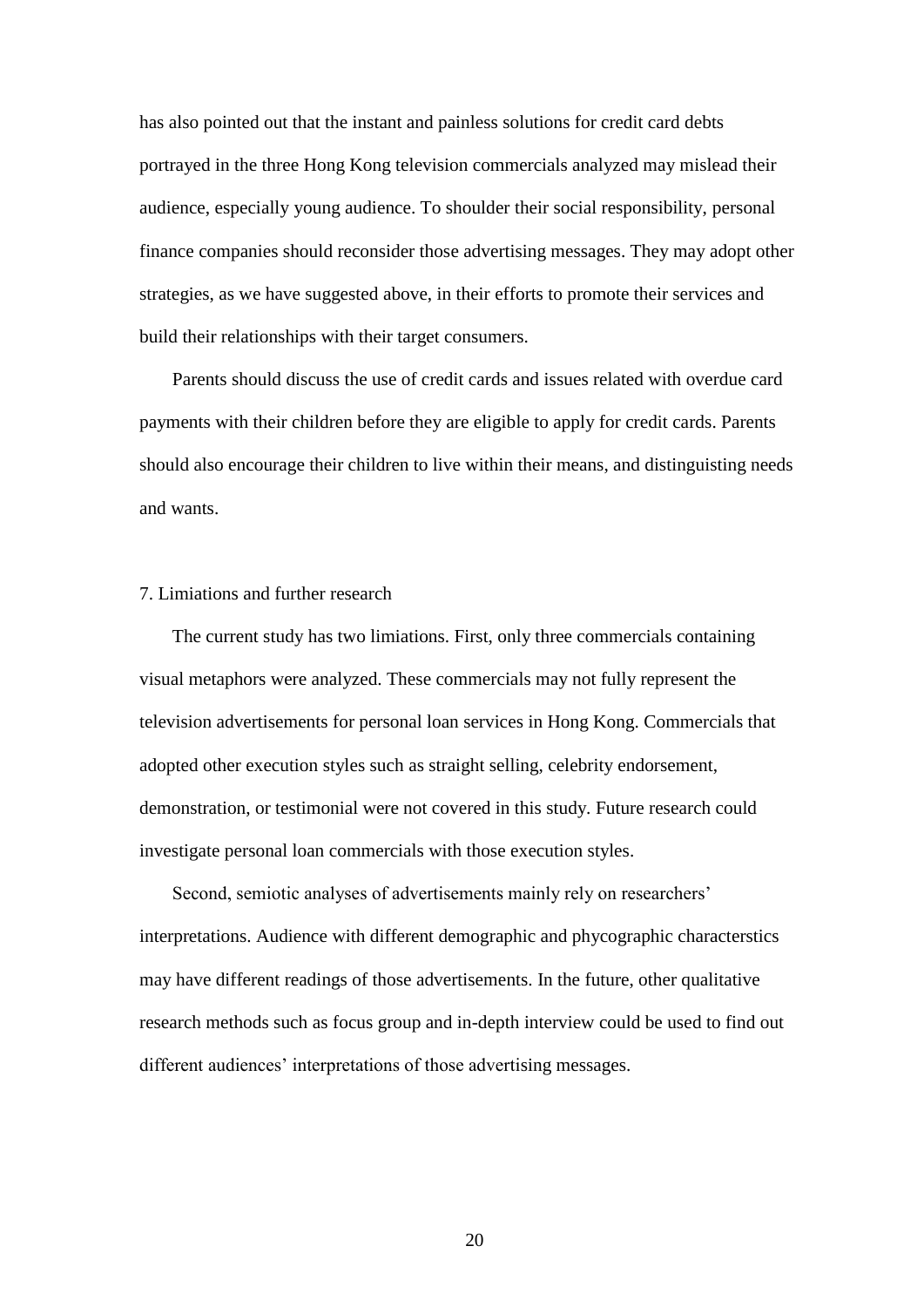has also pointed out that the instant and painless solutions for credit card debts portrayed in the three Hong Kong television commercials analyzed may mislead their audience, especially young audience. To shoulder their social responsibility, personal finance companies should reconsider those advertising messages. They may adopt other strategies, as we have suggested above, in their efforts to promote their services and build their relationships with their target consumers.

Parents should discuss the use of credit cards and issues related with overdue card payments with their children before they are eligible to apply for credit cards. Parents should also encourage their children to live within their means, and distinguisting needs and wants.

## 7. Limiations and further research

The current study has two limiations. First, only three commercials containing visual metaphors were analyzed. These commercials may not fully represent the television advertisements for personal loan services in Hong Kong. Commercials that adopted other execution styles such as straight selling, celebrity endorsement, demonstration, or testimonial were not covered in this study. Future research could investigate personal loan commercials with those execution styles.

Second, semiotic analyses of advertisements mainly rely on researchers' interpretations. Audience with different demographic and phycographic characterstics may have different readings of those advertisements. In the future, other qualitative research methods such as focus group and in-depth interview could be used to find out different audiences' interpretations of those advertising messages.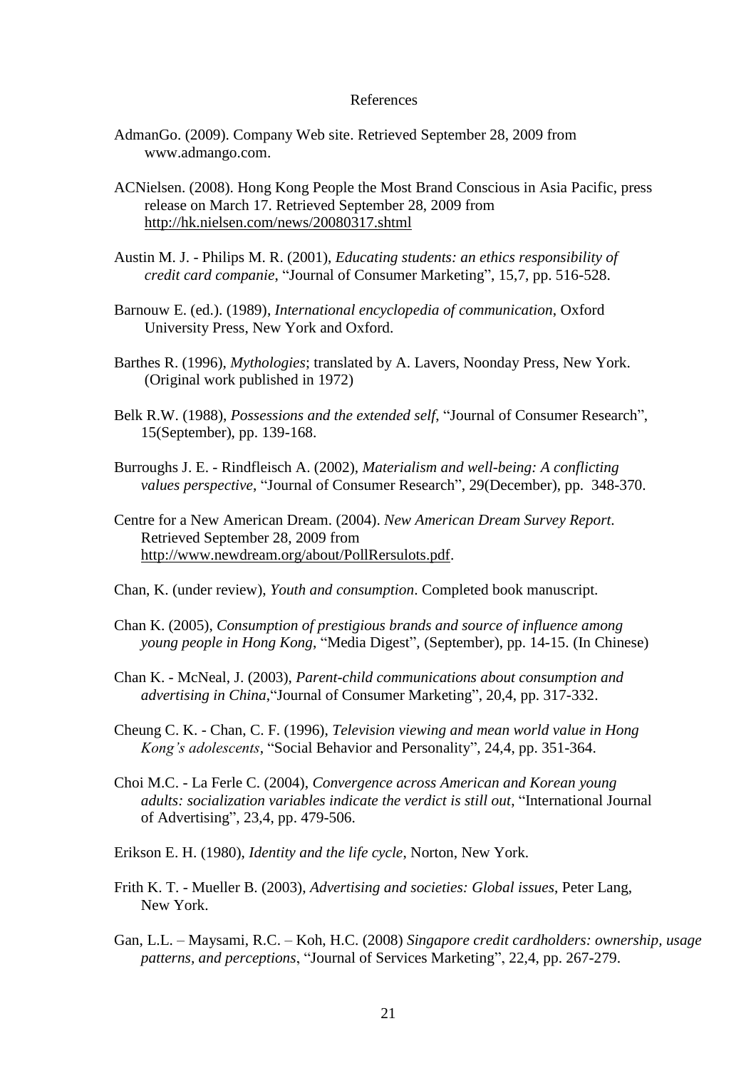# References

AdmanGo. (2009). Company Web site. Retrieved September 28, 2009 from www.admango.com.

ACNielsen. (2008). Hong Kong People the Most Brand Conscious in Asia Pacific, press release on March 17. Retrieved September 28, 2009 from http://hk.nielsen.com/news/20080317.shtml

Austin M. J. - Philips M. R. (2001), *Educating students: an ethics responsibility of credit card companie*, "Journal of Consumer Marketing", 15,7, pp. 516-528.

Barnouw E. (ed.). (1989), *International encyclopedia of communication*, Oxford University Press, New York and Oxford.

Barthes R. (1996), *Mythologies*; translated by A. Lavers, Noonday Press, New York. (Original work published in 1972)

Belk R.W. (1988), *Possessions and the extended self*, "Journal of Consumer Research", 15(September), pp. 139-168.

Burroughs J. E. - Rindfleisch A. (2002), *Materialism and well-being: A conflicting values perspective*, "Journal of Consumer Research", 29(December), pp. 348-370.

Centre for a New American Dream. (2004). *New American Dream Survey Report*. Retrieved September 28, 2009 from http://www.newdream.org/about/PollRersulots.pdf.

Chan, K. (under review), *Youth and consumption*. Completed book manuscript.

Chan K. (2005), *Consumption of prestigious brands and source of influence among young people in Hong Kong*, "Media Digest", (September), pp. 14-15. (In Chinese)

Chan K. - McNeal, J. (2003), *Parent-child communications about consumption and advertising in China*,"Journal of Consumer Marketing", 20,4, pp. 317-332.

Cheung C. K. - Chan, C. F. (1996), *Television viewing and mean world value in Hong Kong's adolescents*, "Social Behavior and Personality", 24,4, pp. 351-364.

Choi M.C. - La Ferle C. (2004), *Convergence across American and Korean young adults: socialization variables indicate the verdict is still out*, "International Journal of Advertising", 23,4, pp. 479-506.

Erikson E. H. (1980), *Identity and the life cycle*, Norton, New York.

Frith K. T. - Mueller B. (2003), *Advertising and societies: Global issues*, Peter Lang, New York.

Gan, L.L. – Maysami, R.C. – Koh, H.C. (2008) *Singapore credit cardholders: ownership, usage patterns, and perceptions*, "Journal of Services Marketing", 22,4, pp. 267-279.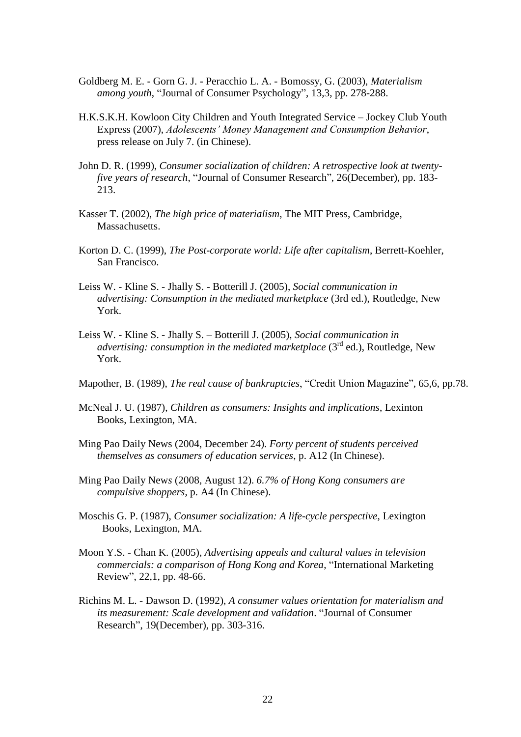Goldberg M. E. - Gorn G. J. - Peracchio L. A. - Bomossy, G. (2003), *Materialism among youth*, “Journal of Consumer Psychology”, 13,3, pp. 278-288.

H.K.S.K.H. Kowloon City Children and Youth Integrated Service – Jockey Club Youth Express (2007), *Adolescents' Money Management and Consumption Behavior*, press release on July 7. (in Chinese).

John D. R. (1999), *Consumer socialization of children: A retrospective look at twenty-five years of research*, “Journal of Consumer Research”, 26(December), pp. 183-213.

Kasser T. (2002), *The high price of materialism*, The MIT Press, Cambridge, Massachusetts.

Korton D. C. (1999), *The Post-corporate world: Life after capitalism*, Berrett-Koehler, San Francisco.

Leiss W. - Kline S. - Jhally S. - Botterill J. (2005), *Social communication in advertising: Consumption in the mediated marketplace* (3rd ed.), Routledge, New York.

Leiss W. - Kline S. - Jhally S. – Botterill J. (2005), *Social communication in advertising: consumption in the mediated marketplace* (3rd ed.), Routledge, New York.

Mapother, B. (1989), *The real cause of bankruptcies*, “Credit Union Magazine”, 65,6, pp.78.

McNeal J. U. (1987), *Children as consumers: Insights and implications*, Lexinton Books, Lexington, MA.

Ming Pao Daily News (2004, December 24). *Forty percent of students perceived themselves as consumers of education services*, p. A12 (In Chinese).

Ming Pao Daily News (2008, August 12). *6.7% of Hong Kong consumers are compulsive shoppers*, p. A4 (In Chinese).

Moschis G. P. (1987), *Consumer socialization: A life-cycle perspective*, Lexington Books, Lexington, MA.

Moon Y.S. - Chan K. (2005), *Advertising appeals and cultural values in television commercials: a comparison of Hong Kong and Korea*, “International Marketing Review”, 22,1, pp. 48-66.

Richins M. L. - Dawson D. (1992), *A consumer values orientation for materialism and its measurement: Scale development and validation*. “Journal of Consumer Research”, 19(December), pp. 303-316.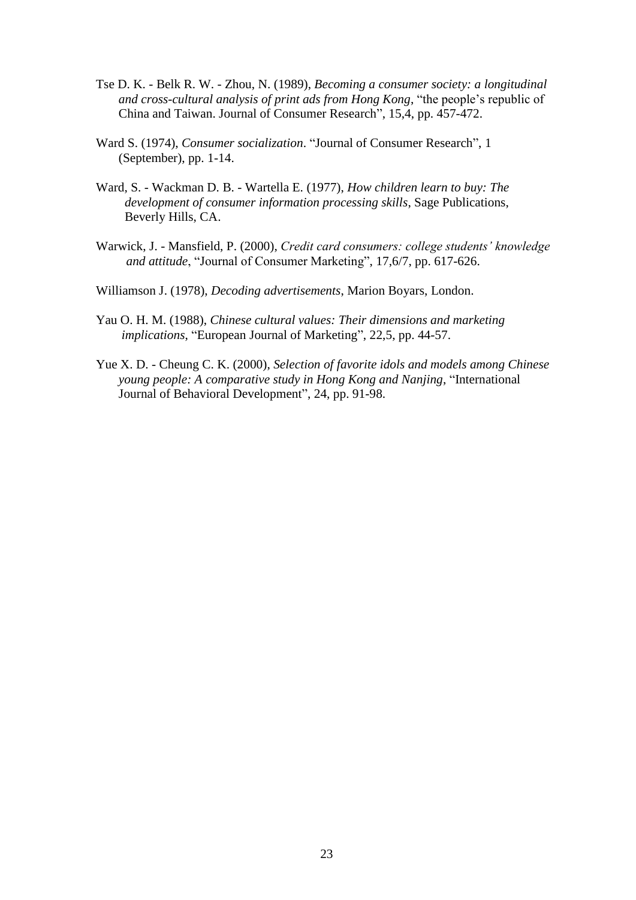Tse D. K. - Belk R. W. - Zhou, N. (1989), *Becoming a consumer society: a longitudinal and cross-cultural analysis of print ads from Hong Kong*, "the people's republic of China and Taiwan. Journal of Consumer Research", 15,4, pp. 457-472.

Ward S. (1974), *Consumer socialization*. "Journal of Consumer Research", 1 (September), pp. 1-14.

Ward, S. - Wackman D. B. - Wartella E. (1977), *How children learn to buy: The development of consumer information processing skills*, Sage Publications, Beverly Hills, CA.

Warwick, J. - Mansfield, P. (2000), *Credit card consumers: college students' knowledge and attitude*, "Journal of Consumer Marketing", 17,6/7, pp. 617-626.

Williamson J. (1978), *Decoding advertisements*, Marion Boyars, London.

Yau O. H. M. (1988), *Chinese cultural values: Their dimensions and marketing implications*, "European Journal of Marketing", 22,5, pp. 44-57.

Yue X. D. - Cheung C. K. (2000), *Selection of favorite idols and models among Chinese young people: A comparative study in Hong Kong and Nanjing*, "International Journal of Behavioral Development", 24, pp. 91-98.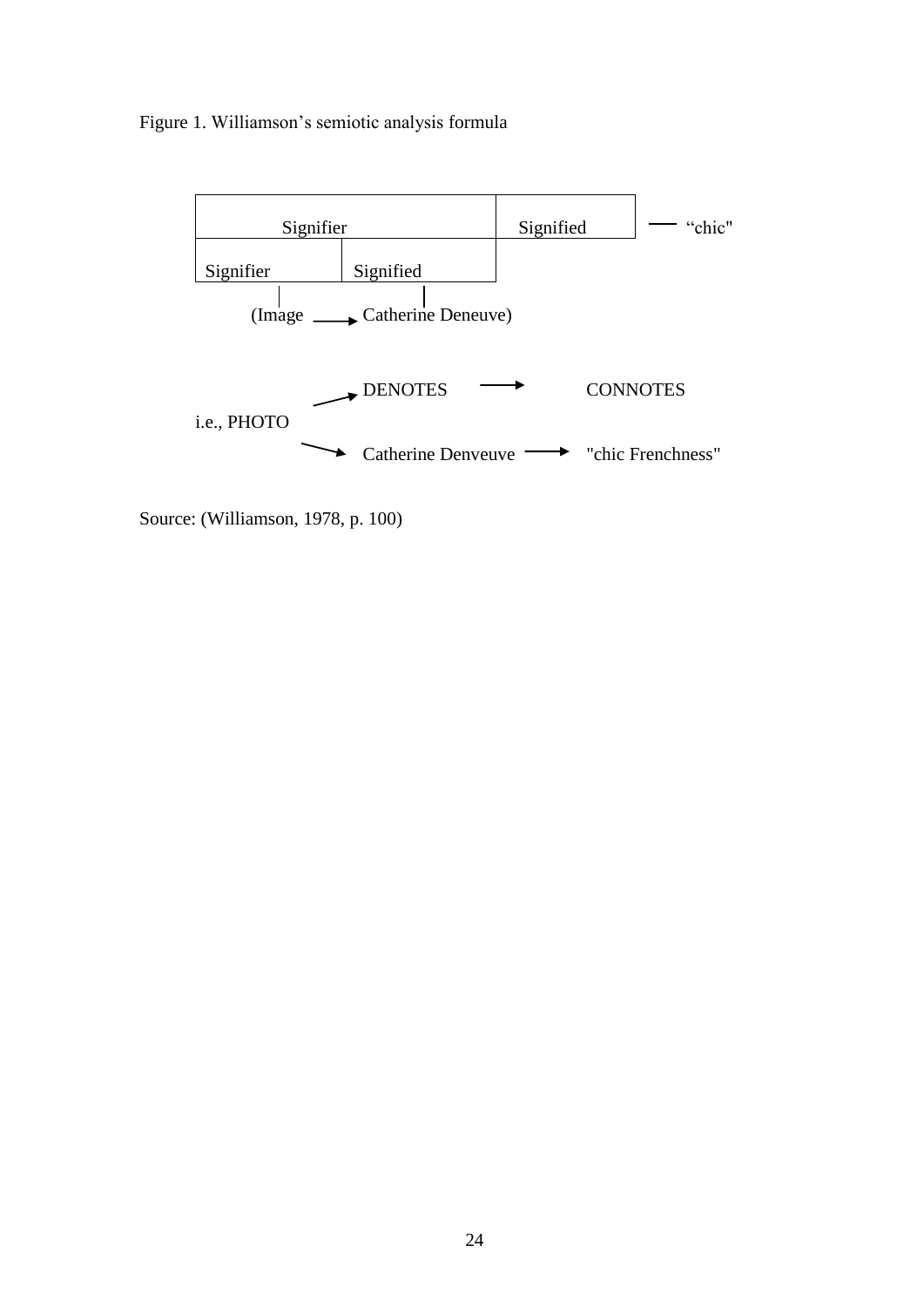Figure 1. Williamson's semiotic analysis formula

| Signifier | | Signified | — "chic" |
|---|---|---|---|
| Signifier | Signified | | |
| (Image | → Catherine Deneuve) | | |

i.e., PHOTO → DENOTES → CONNOTES

i.e., PHOTO → Catherine Denveuve → "chic Frenchness"

Source: (Williamson, 1978, p. 100)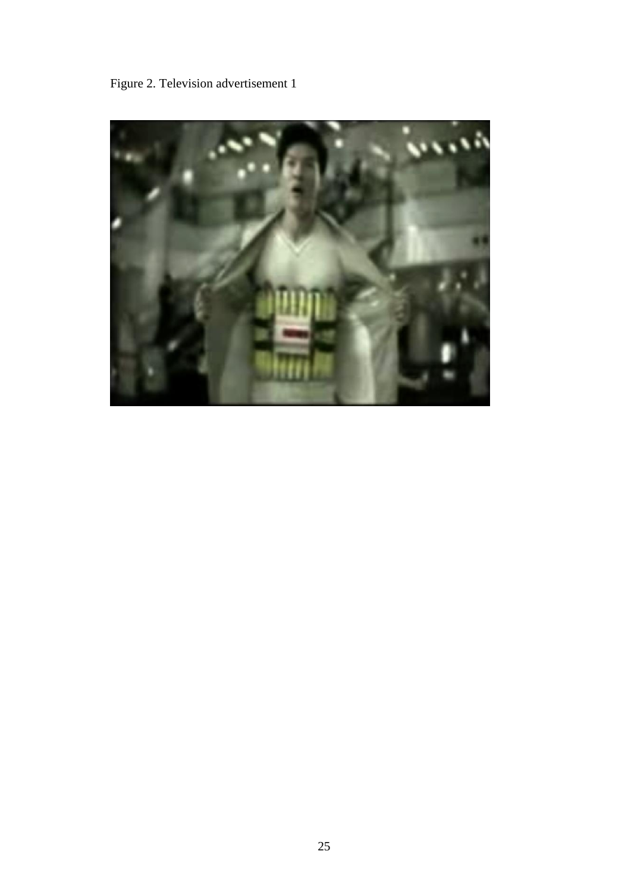Figure 2. Television advertisement 1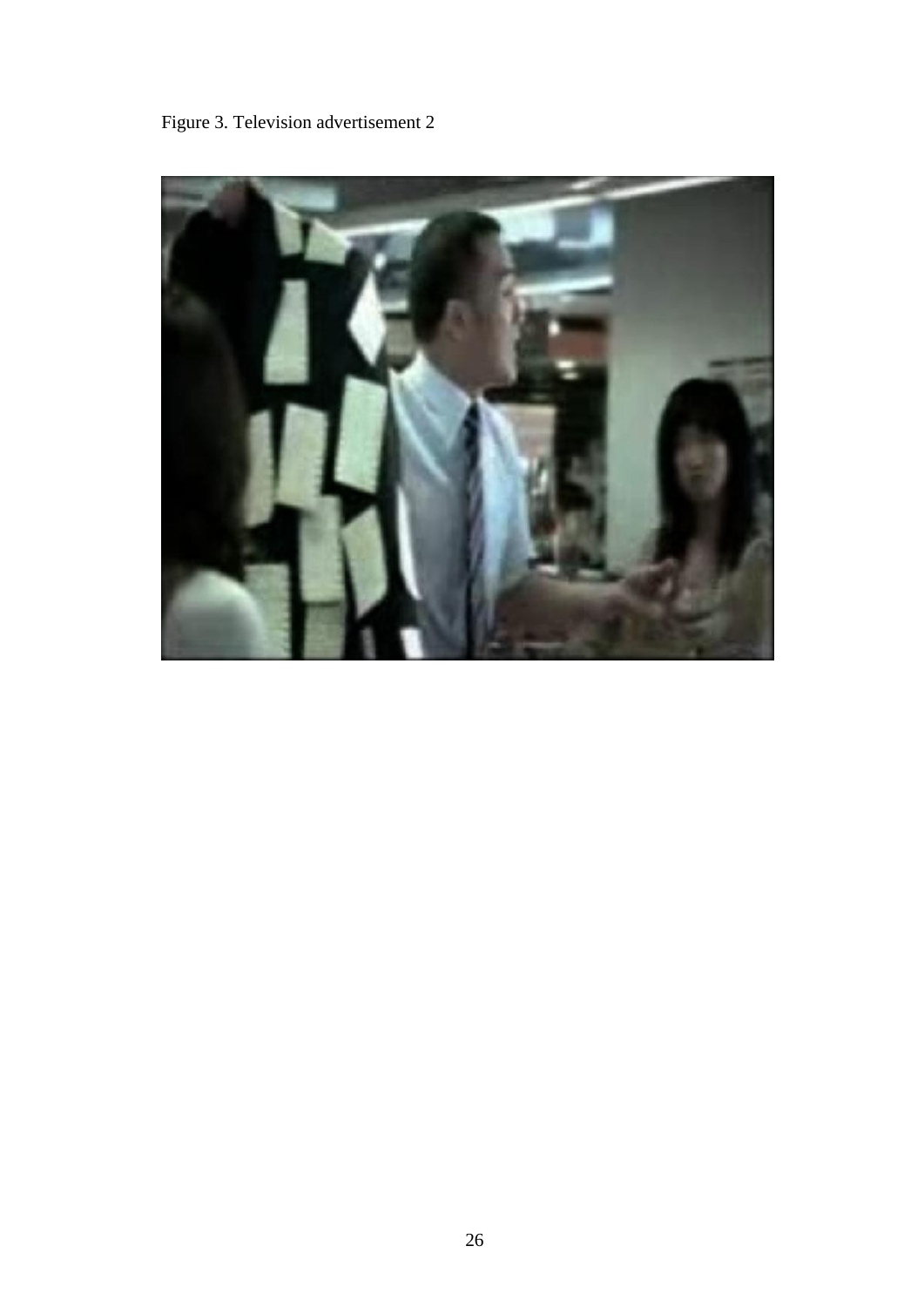Figure 3. Television advertisement 2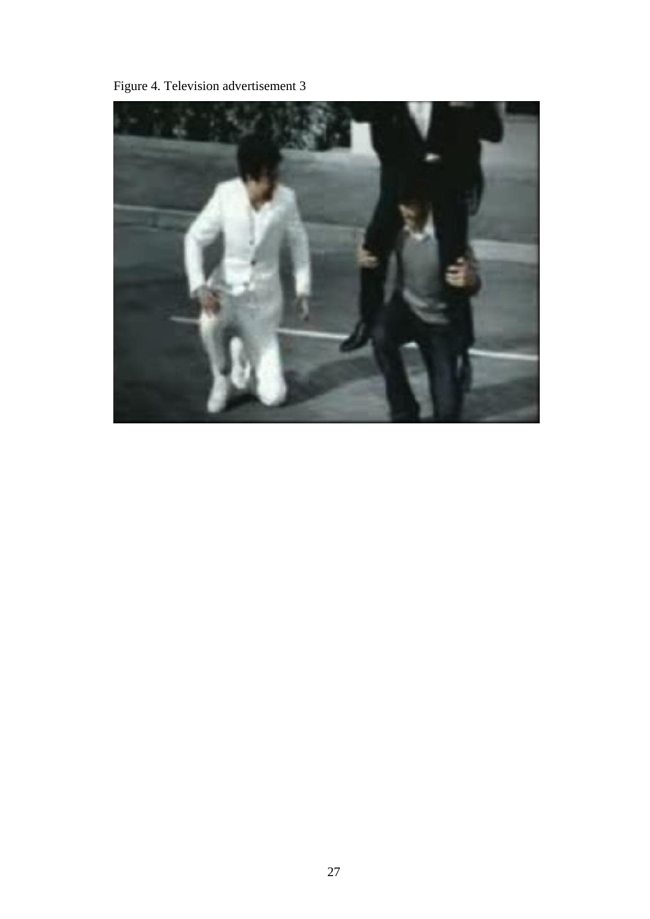Figure 4. Television advertisement 3